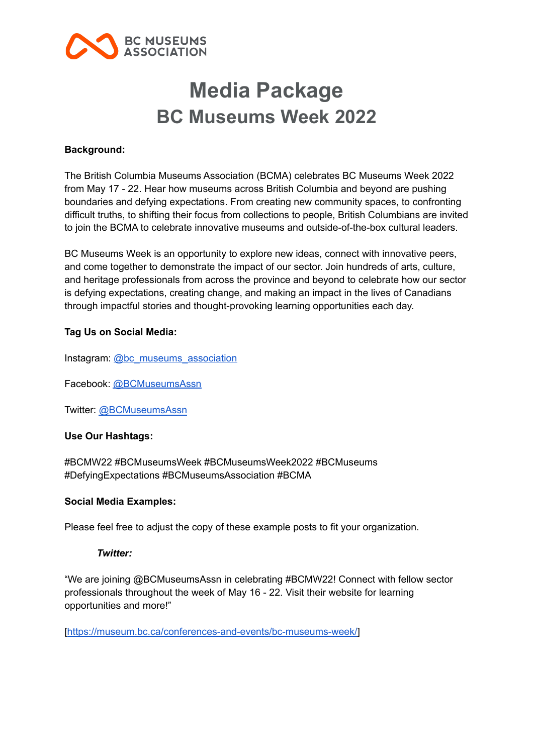BC MUSEUMS ASSOCIATION

# Media Package

## BC Museums Week 2022

**Background:**

The British Columbia Museums Association (BCMA) celebrates BC Museums Week 2022 from May 17 - 22. Hear how museums across British Columbia and beyond are pushing boundaries and defying expectations. From creating new community spaces, to confronting difficult truths, to shifting their focus from collections to people, British Columbians are invited to join the BCMA to celebrate innovative museums and outside-of-the-box cultural leaders.

BC Museums Week is an opportunity to explore new ideas, connect with innovative peers, and come together to demonstrate the impact of our sector. Join hundreds of arts, culture, and heritage professionals from across the province and beyond to celebrate how our sector is defying expectations, creating change, and making an impact in the lives of Canadians through impactful stories and thought-provoking learning opportunities each day.

**Tag Us on Social Media:**

Instagram: @bc_museums_association

Facebook: @BCMuseumsAssn

Twitter: @BCMuseumsAssn

**Use Our Hashtags:**

#BCMW22 #BCMuseumsWeek #BCMuseumsWeek2022 #BCMuseums #DefyingExpectations #BCMuseumsAssociation #BCMA

**Social Media Examples:**

Please feel free to adjust the copy of these example posts to fit your organization.

***Twitter:***

"We are joining @BCMuseumsAssn in celebrating #BCMW22! Connect with fellow sector professionals throughout the week of May 16 - 22. Visit their website for learning opportunities and more!"

[https://museum.bc.ca/conferences-and-events/bc-museums-week/]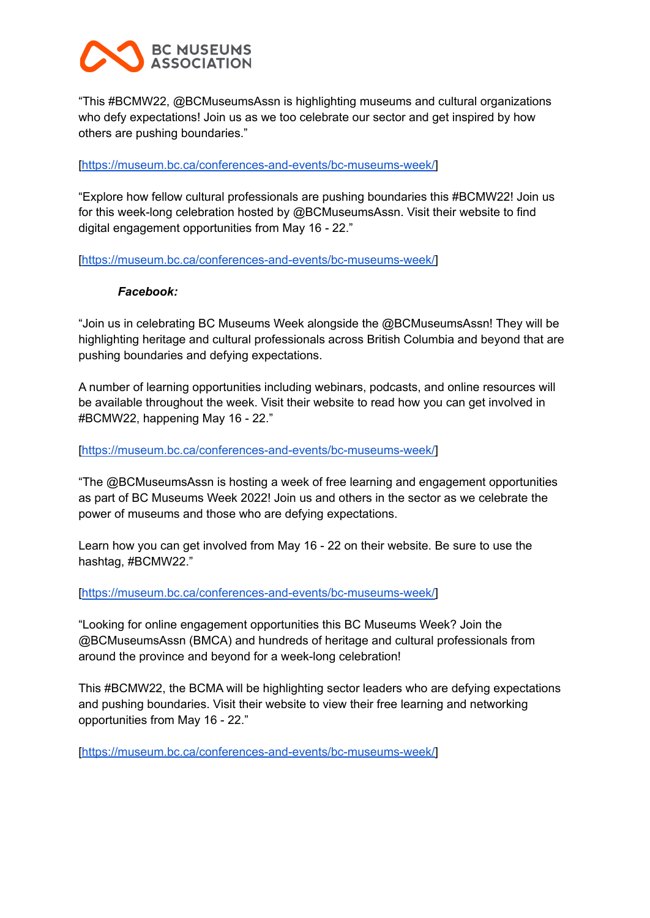"This #BCMW22, @BCMuseumsAssn is highlighting museums and cultural organizations who defy expectations! Join us as we too celebrate our sector and get inspired by how others are pushing boundaries."

[https://museum.bc.ca/conferences-and-events/bc-museums-week/]

"Explore how fellow cultural professionals are pushing boundaries this #BCMW22! Join us for this week-long celebration hosted by @BCMuseumsAssn. Visit their website to find digital engagement opportunities from May 16 - 22."

[https://museum.bc.ca/conferences-and-events/bc-museums-week/]

***Facebook:***

"Join us in celebrating BC Museums Week alongside the @BCMuseumsAssn! They will be highlighting heritage and cultural professionals across British Columbia and beyond that are pushing boundaries and defying expectations.

A number of learning opportunities including webinars, podcasts, and online resources will be available throughout the week. Visit their website to read how you can get involved in #BCMW22, happening May 16 - 22."

[https://museum.bc.ca/conferences-and-events/bc-museums-week/]

"The @BCMuseumsAssn is hosting a week of free learning and engagement opportunities as part of BC Museums Week 2022! Join us and others in the sector as we celebrate the power of museums and those who are defying expectations.

Learn how you can get involved from May 16 - 22 on their website. Be sure to use the hashtag, #BCMW22."

[https://museum.bc.ca/conferences-and-events/bc-museums-week/]

"Looking for online engagement opportunities this BC Museums Week? Join the @BCMuseumsAssn (BCMA) and hundreds of heritage and cultural professionals from around the province and beyond for a week-long celebration!

This #BCMW22, the BCMA will be highlighting sector leaders who are defying expectations and pushing boundaries. Visit their website to view their free learning and networking opportunities from May 16 - 22."

[https://museum.bc.ca/conferences-and-events/bc-museums-week/]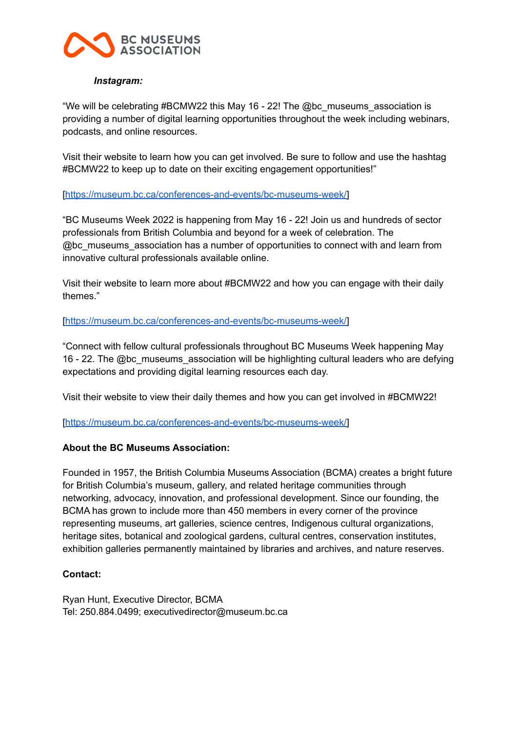BC MUSEUMS ASSOCIATION

***Instagram:***

"We will be celebrating #BCMW22 this May 16 - 22! The @bc_museums_association is providing a number of digital learning opportunities throughout the week including webinars, podcasts, and online resources.

Visit their website to learn how you can get involved. Be sure to follow and use the hashtag #BCMW22 to keep up to date on their exciting engagement opportunities!"

[https://museum.bc.ca/conferences-and-events/bc-museums-week/]

"BC Museums Week 2022 is happening from May 16 - 22! Join us and hundreds of sector professionals from British Columbia and beyond for a week of celebration. The @bc_museums_association has a number of opportunities to connect with and learn from innovative cultural professionals available online.

Visit their website to learn more about #BCMW22 and how you can engage with their daily themes."

[https://museum.bc.ca/conferences-and-events/bc-museums-week/]

"Connect with fellow cultural professionals throughout BC Museums Week happening May 16 - 22. The @bc_museums_association will be highlighting cultural leaders who are defying expectations and providing digital learning resources each day.

Visit their website to view their daily themes and how you can get involved in #BCMW22!

[https://museum.bc.ca/conferences-and-events/bc-museums-week/]

**About the BC Museums Association:**

Founded in 1957, the British Columbia Museums Association (BCMA) creates a bright future for British Columbia's museum, gallery, and related heritage communities through networking, advocacy, innovation, and professional development. Since our founding, the BCMA has grown to include more than 450 members in every corner of the province representing museums, art galleries, science centres, Indigenous cultural organizations, heritage sites, botanical and zoological gardens, cultural centres, conservation institutes, exhibition galleries permanently maintained by libraries and archives, and nature reserves.

**Contact:**

Ryan Hunt, Executive Director, BCMA
Tel: 250.884.0499; executivedirector@museum.bc.ca